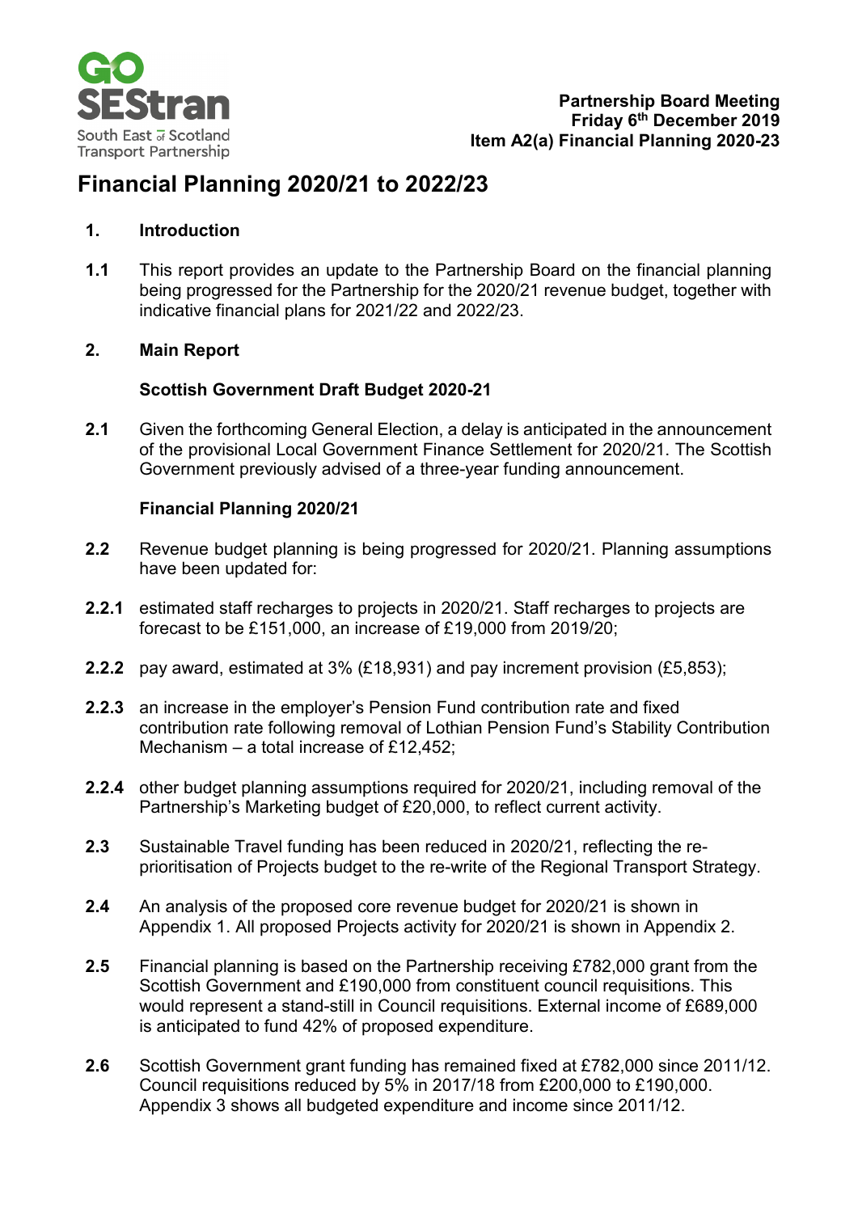Partnership Board Meeting
Friday 6th December 2019
Item A2(a) Financial Planning 2020-23

# Financial Planning 2020/21 to 2022/23

## 1. Introduction

**1.1** This report provides an update to the Partnership Board on the financial planning being progressed for the Partnership for the 2020/21 revenue budget, together with indicative financial plans for 2021/22 and 2022/23.

## 2. Main Report

### Scottish Government Draft Budget 2020-21

**2.1** Given the forthcoming General Election, a delay is anticipated in the announcement of the provisional Local Government Finance Settlement for 2020/21. The Scottish Government previously advised of a three-year funding announcement.

### Financial Planning 2020/21

**2.2** Revenue budget planning is being progressed for 2020/21. Planning assumptions have been updated for:

**2.2.1** estimated staff recharges to projects in 2020/21. Staff recharges to projects are forecast to be £151,000, an increase of £19,000 from 2019/20;

**2.2.2** pay award, estimated at 3% (£18,931) and pay increment provision (£5,853);

**2.2.3** an increase in the employer's Pension Fund contribution rate and fixed contribution rate following removal of Lothian Pension Fund's Stability Contribution Mechanism – a total increase of £12,452;

**2.2.4** other budget planning assumptions required for 2020/21, including removal of the Partnership's Marketing budget of £20,000, to reflect current activity.

**2.3** Sustainable Travel funding has been reduced in 2020/21, reflecting the re-prioritisation of Projects budget to the re-write of the Regional Transport Strategy.

**2.4** An analysis of the proposed core revenue budget for 2020/21 is shown in Appendix 1. All proposed Projects activity for 2020/21 is shown in Appendix 2.

**2.5** Financial planning is based on the Partnership receiving £782,000 grant from the Scottish Government and £190,000 from constituent council requisitions. This would represent a stand-still in Council requisitions. External income of £689,000 is anticipated to fund 42% of proposed expenditure.

**2.6** Scottish Government grant funding has remained fixed at £782,000 since 2011/12. Council requisitions reduced by 5% in 2017/18 from £200,000 to £190,000. Appendix 3 shows all budgeted expenditure and income since 2011/12.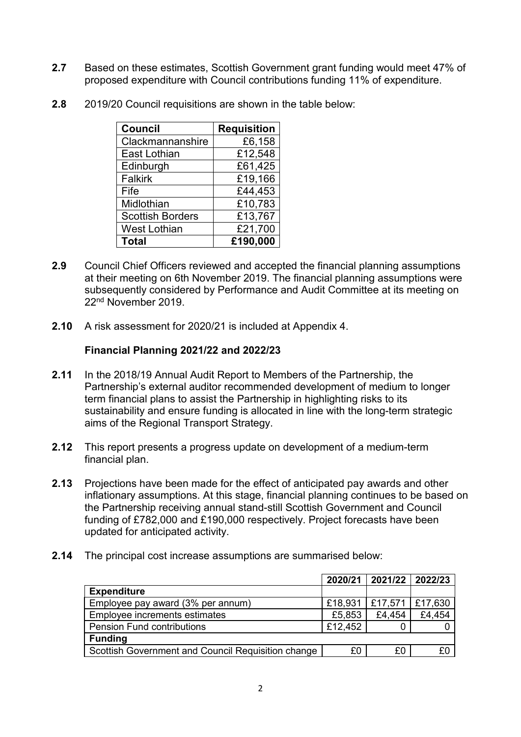**2.7** Based on these estimates, Scottish Government grant funding would meet 47% of proposed expenditure with Council contributions funding 11% of expenditure.

**2.8** 2019/20 Council requisitions are shown in the table below:

| Council | Requisition |
|---|---|
| Clackmannanshire | £6,158 |
| East Lothian | £12,548 |
| Edinburgh | £61,425 |
| Falkirk | £19,166 |
| Fife | £44,453 |
| Midlothian | £10,783 |
| Scottish Borders | £13,767 |
| West Lothian | £21,700 |
| **Total** | **£190,000** |

**2.9** Council Chief Officers reviewed and accepted the financial planning assumptions at their meeting on 6th November 2019. The financial planning assumptions were subsequently considered by Performance and Audit Committee at its meeting on 22nd November 2019.

**2.10** A risk assessment for 2020/21 is included at Appendix 4.

### Financial Planning 2021/22 and 2022/23

**2.11** In the 2018/19 Annual Audit Report to Members of the Partnership, the Partnership's external auditor recommended development of medium to longer term financial plans to assist the Partnership in highlighting risks to its sustainability and ensure funding is allocated in line with the long-term strategic aims of the Regional Transport Strategy.

**2.12** This report presents a progress update on development of a medium-term financial plan.

**2.13** Projections have been made for the effect of anticipated pay awards and other inflationary assumptions. At this stage, financial planning continues to be based on the Partnership receiving annual stand-still Scottish Government and Council funding of £782,000 and £190,000 respectively. Project forecasts have been updated for anticipated activity.

**2.14** The principal cost increase assumptions are summarised below:

| | 2020/21 | 2021/22 | 2022/23 |
|---|---|---|---|
| **Expenditure** | | | |
| Employee pay award (3% per annum) | £18,931 | £17,571 | £17,630 |
| Employee increments estimates | £5,853 | £4,454 | £4,454 |
| Pension Fund contributions | £12,452 | 0 | 0 |
| **Funding** | | | |
| Scottish Government and Council Requisition change | £0 | £0 | £0 |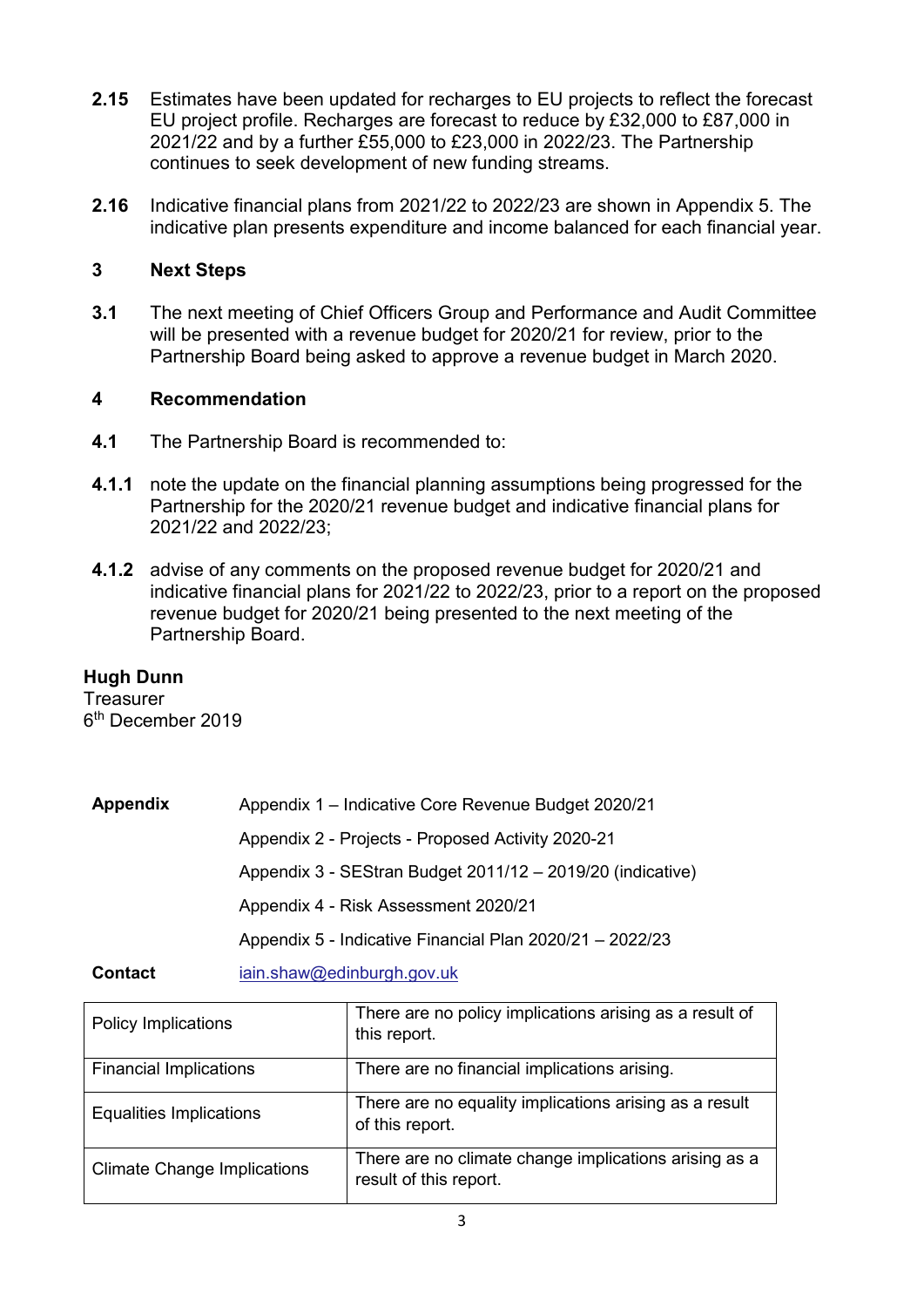**2.15** Estimates have been updated for recharges to EU projects to reflect the forecast EU project profile. Recharges are forecast to reduce by £32,000 to £87,000 in 2021/22 and by a further £55,000 to £23,000 in 2022/23. The Partnership continues to seek development of new funding streams.

**2.16** Indicative financial plans from 2021/22 to 2022/23 are shown in Appendix 5. The indicative plan presents expenditure and income balanced for each financial year.

## 3 Next Steps

**3.1** The next meeting of Chief Officers Group and Performance and Audit Committee will be presented with a revenue budget for 2020/21 for review, prior to the Partnership Board being asked to approve a revenue budget in March 2020.

## 4 Recommendation

**4.1** The Partnership Board is recommended to:

**4.1.1** note the update on the financial planning assumptions being progressed for the Partnership for the 2020/21 revenue budget and indicative financial plans for 2021/22 and 2022/23;

**4.1.2** advise of any comments on the proposed revenue budget for 2020/21 and indicative financial plans for 2021/22 to 2022/23, prior to a report on the proposed revenue budget for 2020/21 being presented to the next meeting of the Partnership Board.

**Hugh Dunn**
Treasurer
6th December 2019

| **Appendix** | Appendix 1 – Indicative Core Revenue Budget 2020/21 |
|---|---|
| | Appendix 2 - Projects - Proposed Activity 2020-21 |
| | Appendix 3 - SEStran Budget 2011/12 – 2019/20 (indicative) |
| | Appendix 4 - Risk Assessment 2020/21 |
| | Appendix 5 - Indicative Financial Plan 2020/21 – 2022/23 |
| **Contact** | iain.shaw@edinburgh.gov.uk |

| Policy Implications | There are no policy implications arising as a result of this report. |
|---|---|
| Financial Implications | There are no financial implications arising. |
| Equalities Implications | There are no equality implications arising as a result of this report. |
| Climate Change Implications | There are no climate change implications arising as a result of this report. |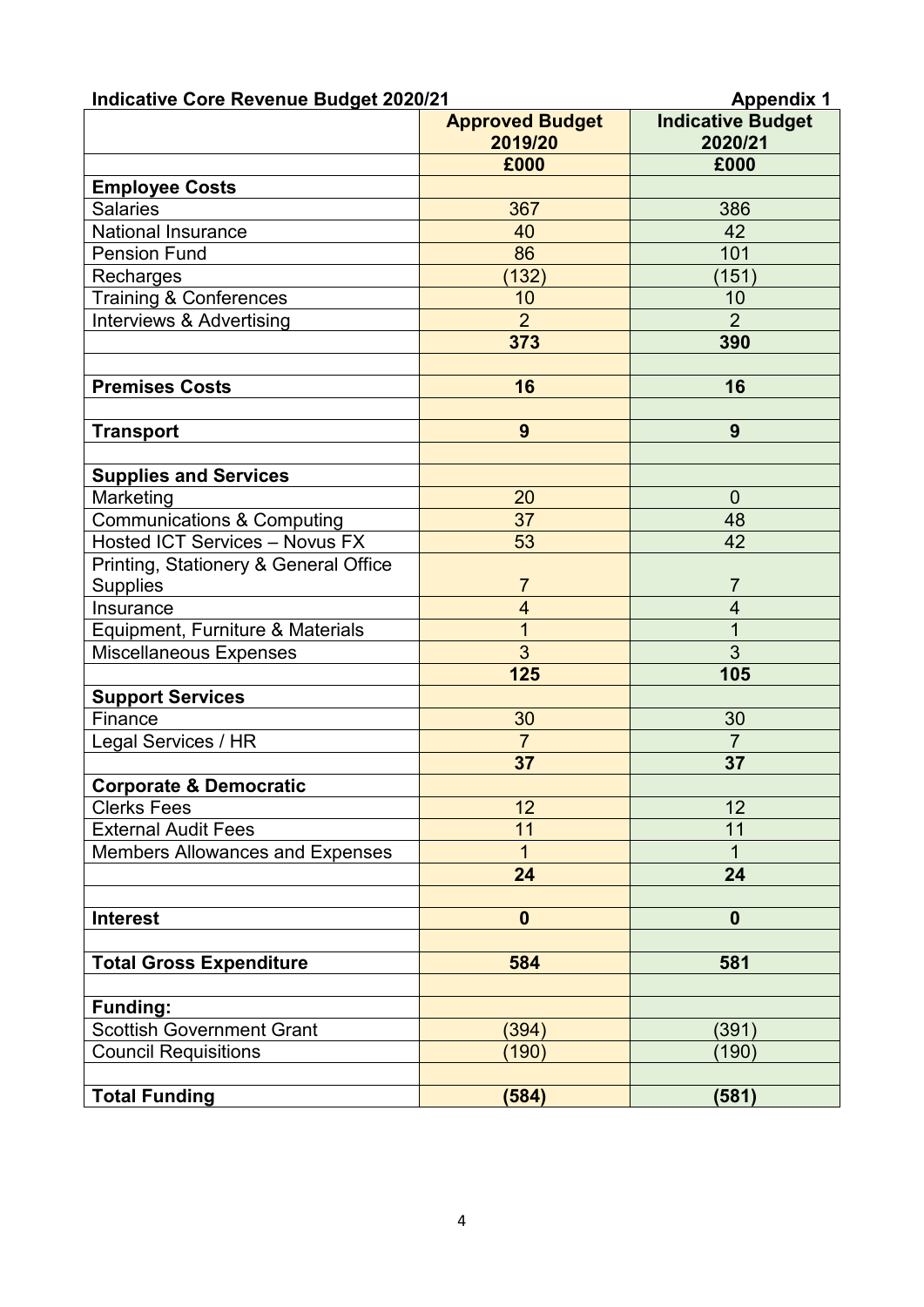**Indicative Core Revenue Budget 2020/21** **Appendix 1**

| | Approved Budget 2019/20 | Indicative Budget 2020/21 |
|---|---|---|
| | £000 | £000 |
| **Employee Costs** | | |
| Salaries | 367 | 386 |
| National Insurance | 40 | 42 |
| Pension Fund | 86 | 101 |
| Recharges | (132) | (151) |
| Training & Conferences | 10 | 10 |
| Interviews & Advertising | 2 | 2 |
| | **373** | **390** |
| | | |
| **Premises Costs** | **16** | **16** |
| | | |
| **Transport** | **9** | **9** |
| | | |
| **Supplies and Services** | | |
| Marketing | 20 | 0 |
| Communications & Computing | 37 | 48 |
| Hosted ICT Services – Novus FX | 53 | 42 |
| Printing, Stationery & General Office Supplies | 7 | 7 |
| Insurance | 4 | 4 |
| Equipment, Furniture & Materials | 1 | 1 |
| Miscellaneous Expenses | 3 | 3 |
| | **125** | **105** |
| **Support Services** | | |
| Finance | 30 | 30 |
| Legal Services / HR | 7 | 7 |
| | **37** | **37** |
| **Corporate & Democratic** | | |
| Clerks Fees | 12 | 12 |
| External Audit Fees | 11 | 11 |
| Members Allowances and Expenses | 1 | 1 |
| | **24** | **24** |
| | | |
| **Interest** | **0** | **0** |
| | | |
| **Total Gross Expenditure** | **584** | **581** |
| | | |
| **Funding:** | | |
| Scottish Government Grant | (394) | (391) |
| Council Requisitions | (190) | (190) |
| | | |
| **Total Funding** | **(584)** | **(581)** |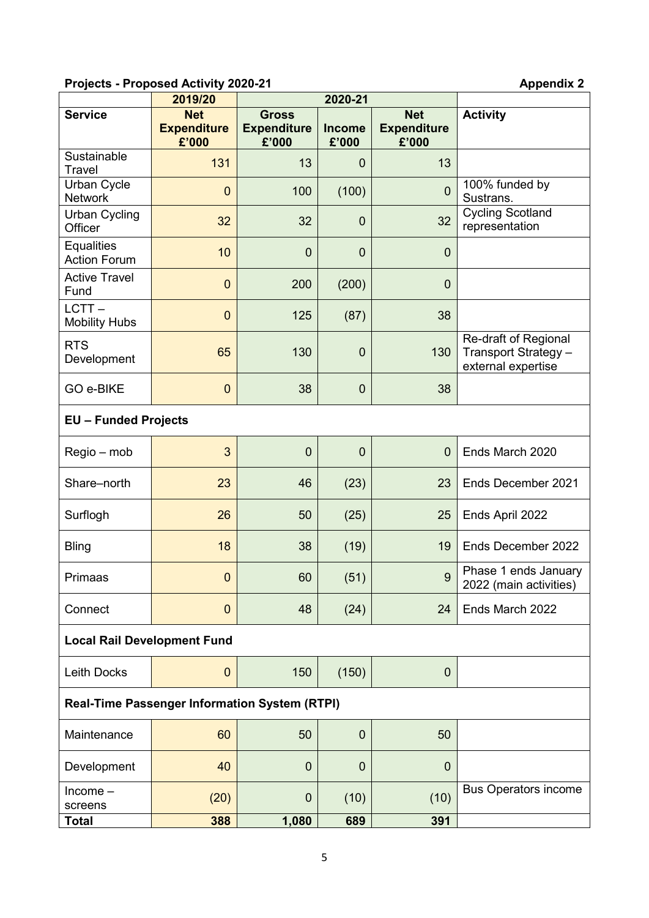**Projects - Proposed Activity 2020-21** **Appendix 2**

| | 2019/20 | 2020-21 | | | |
|---|---|---|---|---|---|
| **Service** | **Net Expenditure £'000** | **Gross Expenditure £'000** | **Income £'000** | **Net Expenditure £'000** | **Activity** |
| Sustainable Travel | 131 | 13 | 0 | 13 | |
| Urban Cycle Network | 0 | 100 | (100) | 0 | 100% funded by Sustrans. |
| Urban Cycling Officer | 32 | 32 | 0 | 32 | Cycling Scotland representation |
| Equalities Action Forum | 10 | 0 | 0 | 0 | |
| Active Travel Fund | 0 | 200 | (200) | 0 | |
| LCTT – Mobility Hubs | 0 | 125 | (87) | 38 | |
| RTS Development | 65 | 130 | 0 | 130 | Re-draft of Regional Transport Strategy – external expertise |
| GO e-BIKE | 0 | 38 | 0 | 38 | |
| **EU – Funded Projects** | | | | | |
| Regio – mob | 3 | 0 | 0 | 0 | Ends March 2020 |
| Share–north | 23 | 46 | (23) | 23 | Ends December 2021 |
| Surflogh | 26 | 50 | (25) | 25 | Ends April 2022 |
| Bling | 18 | 38 | (19) | 19 | Ends December 2022 |
| Primaas | 0 | 60 | (51) | 9 | Phase 1 ends January 2022 (main activities) |
| Connect | 0 | 48 | (24) | 24 | Ends March 2022 |
| **Local Rail Development Fund** | | | | | |
| Leith Docks | 0 | 150 | (150) | 0 | |
| **Real-Time Passenger Information System (RTPI)** | | | | | |
| Maintenance | 60 | 50 | 0 | 50 | |
| Development | 40 | 0 | 0 | 0 | |
| Income – screens | (20) | 0 | (10) | (10) | Bus Operators income |
| **Total** | **388** | **1,080** | **689** | **391** | |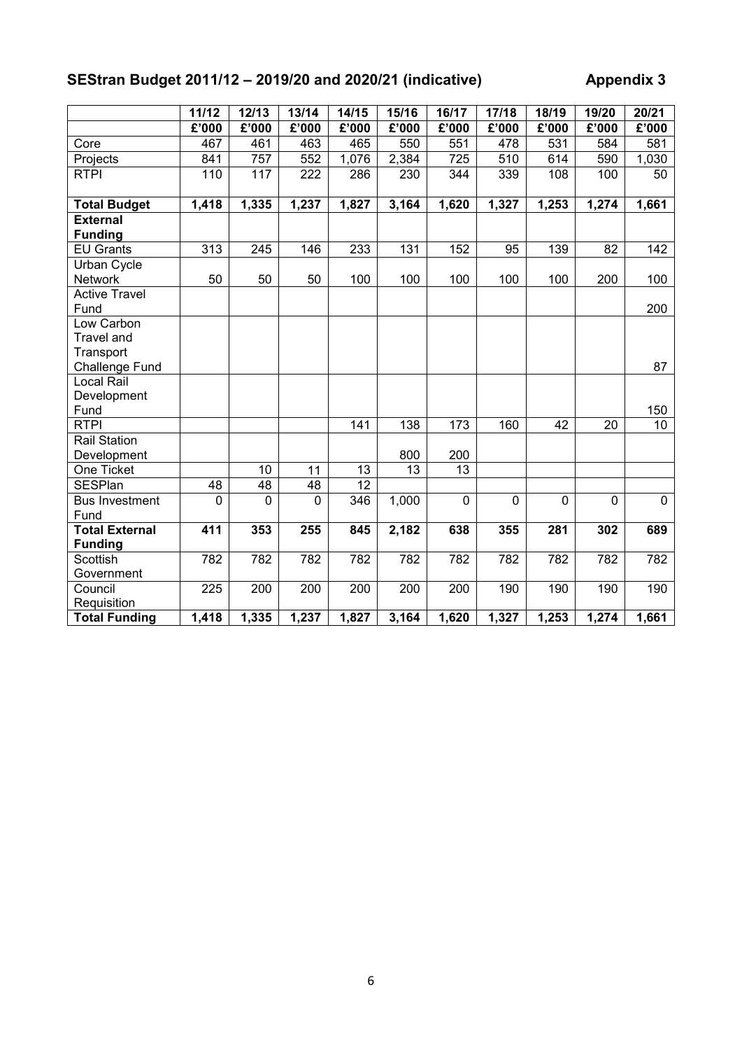## SEStran Budget 2011/12 – 2019/20 and 2020/21 (indicative) Appendix 3

| | 11/12 | 12/13 | 13/14 | 14/15 | 15/16 | 16/17 | 17/18 | 18/19 | 19/20 | 20/21 |
|---|---|---|---|---|---|---|---|---|---|---|
| | £'000 | £'000 | £'000 | £'000 | £'000 | £'000 | £'000 | £'000 | £'000 | £'000 |
| Core | 467 | 461 | 463 | 465 | 550 | 551 | 478 | 531 | 584 | 581 |
| Projects | 841 | 757 | 552 | 1,076 | 2,384 | 725 | 510 | 614 | 590 | 1,030 |
| RTPI | 110 | 117 | 222 | 286 | 230 | 344 | 339 | 108 | 100 | 50 |
| **Total Budget** | **1,418** | **1,335** | **1,237** | **1,827** | **3,164** | **1,620** | **1,327** | **1,253** | **1,274** | **1,661** |
| **External Funding** | | | | | | | | | | |
| EU Grants | 313 | 245 | 146 | 233 | 131 | 152 | 95 | 139 | 82 | 142 |
| Urban Cycle Network | 50 | 50 | 50 | 100 | 100 | 100 | 100 | 100 | 200 | 100 |
| Active Travel Fund | | | | | | | | | | 200 |
| Low Carbon Travel and Transport Challenge Fund | | | | | | | | | | 87 |
| Local Rail Development Fund | | | | | | | | | | 150 |
| RTPI | | | | 141 | 138 | 173 | 160 | 42 | 20 | 10 |
| Rail Station Development | | | | | 800 | 200 | | | | |
| One Ticket | | 10 | 11 | 13 | 13 | 13 | | | | |
| SESPlan | 48 | 48 | 48 | 12 | | | | | | |
| Bus Investment Fund | 0 | 0 | 0 | 346 | 1,000 | 0 | 0 | 0 | 0 | 0 |
| **Total External Funding** | **411** | **353** | **255** | **845** | **2,182** | **638** | **355** | **281** | **302** | **689** |
| Scottish Government | 782 | 782 | 782 | 782 | 782 | 782 | 782 | 782 | 782 | 782 |
| Council Requisition | 225 | 200 | 200 | 200 | 200 | 200 | 190 | 190 | 190 | 190 |
| **Total Funding** | **1,418** | **1,335** | **1,237** | **1,827** | **3,164** | **1,620** | **1,327** | **1,253** | **1,274** | **1,661** |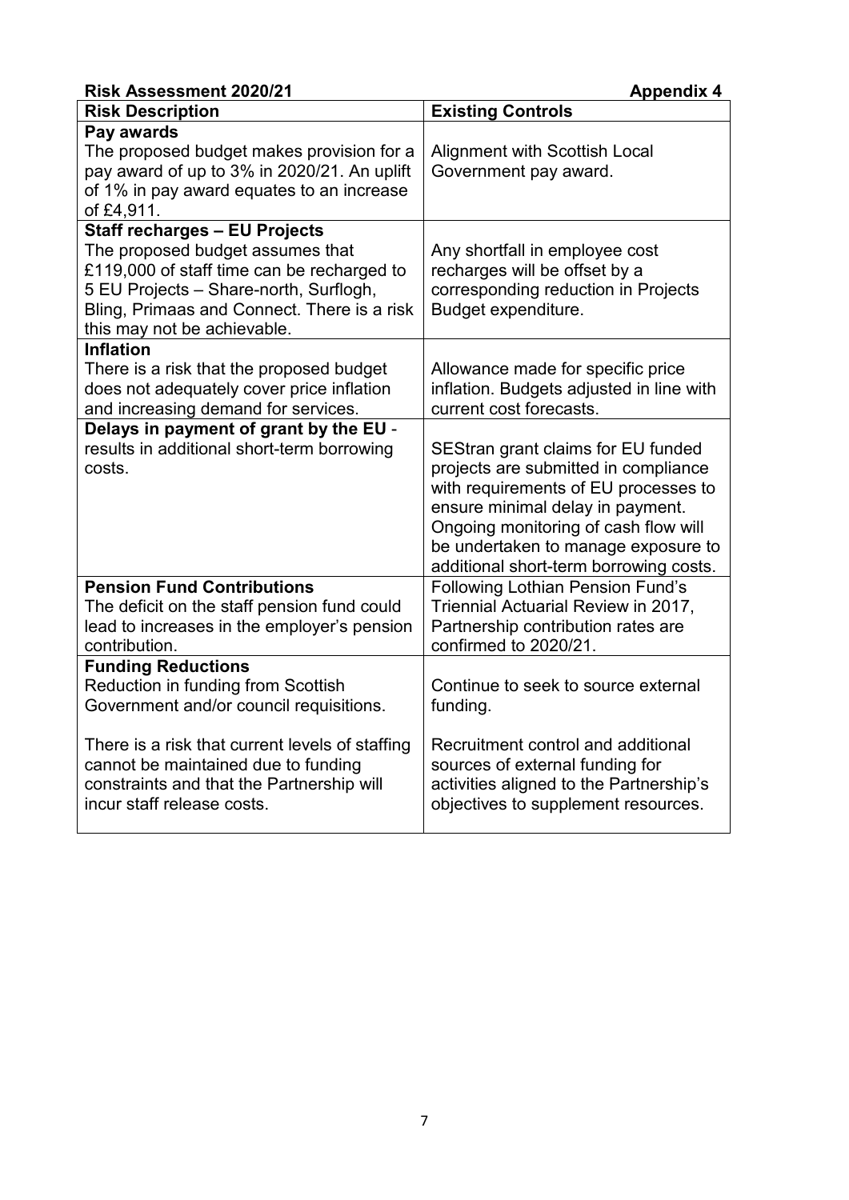**Risk Assessment 2020/21** **Appendix 4**

| Risk Description | Existing Controls |
|---|---|
| **Pay awards**<br>The proposed budget makes provision for a pay award of up to 3% in 2020/21. An uplift of 1% in pay award equates to an increase of £4,911. | Alignment with Scottish Local Government pay award. |
| **Staff recharges – EU Projects**<br>The proposed budget assumes that £119,000 of staff time can be recharged to 5 EU Projects – Share-north, Surflogh, Bling, Primaas and Connect. There is a risk this may not be achievable. | Any shortfall in employee cost recharges will be offset by a corresponding reduction in Projects Budget expenditure. |
| **Inflation**<br>There is a risk that the proposed budget does not adequately cover price inflation and increasing demand for services. | Allowance made for specific price inflation. Budgets adjusted in line with current cost forecasts. |
| **Delays in payment of grant by the EU** - results in additional short-term borrowing costs. | SEStran grant claims for EU funded projects are submitted in compliance with requirements of EU processes to ensure minimal delay in payment. Ongoing monitoring of cash flow will be undertaken to manage exposure to additional short-term borrowing costs. |
| **Pension Fund Contributions**<br>The deficit on the staff pension fund could lead to increases in the employer's pension contribution. | Following Lothian Pension Fund's Triennial Actuarial Review in 2017, Partnership contribution rates are confirmed to 2020/21. |
| **Funding Reductions**<br>Reduction in funding from Scottish Government and/or council requisitions.<br><br>There is a risk that current levels of staffing cannot be maintained due to funding constraints and that the Partnership will incur staff release costs. | Continue to seek to source external funding.<br><br>Recruitment control and additional sources of external funding for activities aligned to the Partnership's objectives to supplement resources. |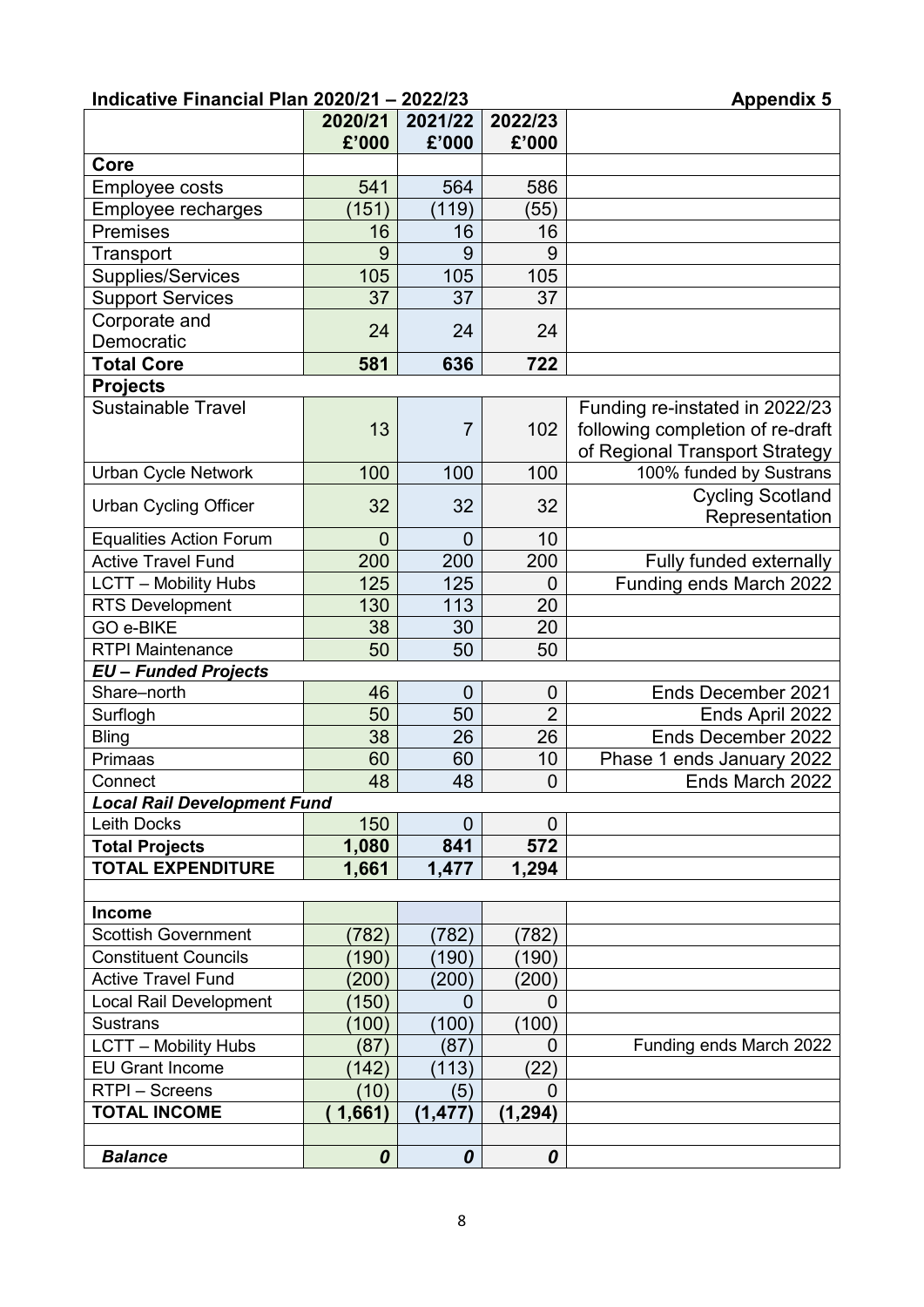**Indicative Financial Plan 2020/21 – 2022/23** **Appendix 5**

| | 2020/21 £'000 | 2021/22 £'000 | 2022/23 £'000 | |
|---|---|---|---|---|
| **Core** | | | | |
| Employee costs | 541 | 564 | 586 | |
| Employee recharges | (151) | (119) | (55) | |
| Premises | 16 | 16 | 16 | |
| Transport | 9 | 9 | 9 | |
| Supplies/Services | 105 | 105 | 105 | |
| Support Services | 37 | 37 | 37 | |
| Corporate and Democratic | 24 | 24 | 24 | |
| **Total Core** | **581** | **636** | **722** | |
| **Projects** | | | | |
| Sustainable Travel | 13 | 7 | 102 | Funding re-instated in 2022/23 following completion of re-draft of Regional Transport Strategy |
| Urban Cycle Network | 100 | 100 | 100 | 100% funded by Sustrans |
| Urban Cycling Officer | 32 | 32 | 32 | Cycling Scotland Representation |
| Equalities Action Forum | 0 | 0 | 10 | |
| Active Travel Fund | 200 | 200 | 200 | Fully funded externally |
| LCTT – Mobility Hubs | 125 | 125 | 0 | Funding ends March 2022 |
| RTS Development | 130 | 113 | 20 | |
| GO e-BIKE | 38 | 30 | 20 | |
| RTPI Maintenance | 50 | 50 | 50 | |
| ***EU – Funded Projects*** | | | | |
| Share–north | 46 | 0 | 0 | Ends December 2021 |
| Surflogh | 50 | 50 | 2 | Ends April 2022 |
| Bling | 38 | 26 | 26 | Ends December 2022 |
| Primaas | 60 | 60 | 10 | Phase 1 ends January 2022 |
| Connect | 48 | 48 | 0 | Ends March 2022 |
| ***Local Rail Development Fund*** | | | | |
| Leith Docks | 150 | 0 | 0 | |
| **Total Projects** | **1,080** | **841** | **572** | |
| **TOTAL EXPENDITURE** | **1,661** | **1,477** | **1,294** | |
| | | | | |
| **Income** | | | | |
| Scottish Government | (782) | (782) | (782) | |
| Constituent Councils | (190) | (190) | (190) | |
| Active Travel Fund | (200) | (200) | (200) | |
| Local Rail Development | (150) | 0 | 0 | |
| Sustrans | (100) | (100) | (100) | |
| LCTT – Mobility Hubs | (87) | (87) | 0 | Funding ends March 2022 |
| EU Grant Income | (142) | (113) | (22) | |
| RTPI – Screens | (10) | (5) | 0 | |
| **TOTAL INCOME** | **( 1,661)** | **(1,477)** | **(1,294)** | |
| | | | | |
| ***Balance*** | ***0*** | ***0*** | ***0*** | |